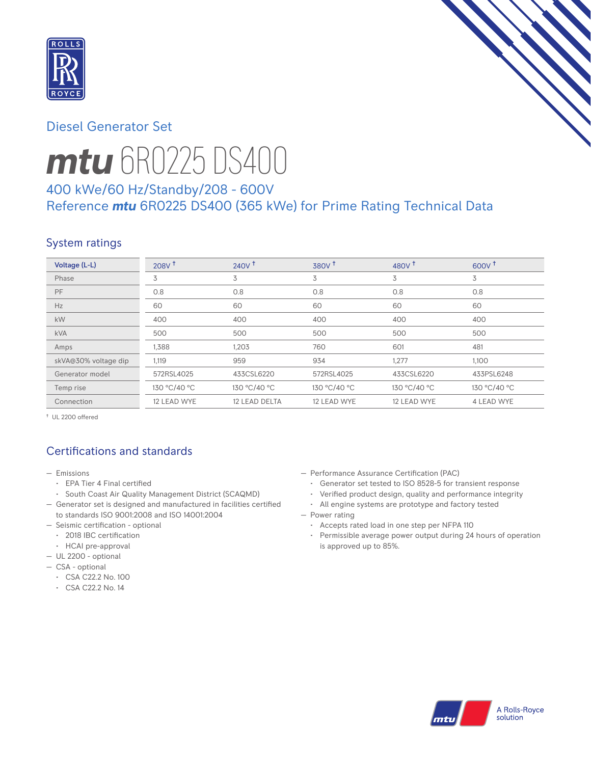Diesel Generator Set

# *mtu* 6R0225 DS400

## 400 kWe/60 Hz/Standby/208 - 600V
## Reference *mtu* 6R0225 DS400 (365 kWe) for Prime Rating Technical Data

### System ratings

| Voltage (L-L) | 208V † | 240V † | 380V † | 480V † | 600V † |
|---|---|---|---|---|---|
| Phase | 3 | 3 | 3 | 3 | 3 |
| PF | 0.8 | 0.8 | 0.8 | 0.8 | 0.8 |
| Hz | 60 | 60 | 60 | 60 | 60 |
| kW | 400 | 400 | 400 | 400 | 400 |
| kVA | 500 | 500 | 500 | 500 | 500 |
| Amps | 1,388 | 1,203 | 760 | 601 | 481 |
| skVA@30% voltage dip | 1,119 | 959 | 934 | 1,277 | 1,100 |
| Generator model | 572RSL4025 | 433CSL6220 | 572RSL4025 | 433CSL6220 | 433PSL6248 |
| Temp rise | 130 °C/40 °C | 130 °C/40 °C | 130 °C/40 °C | 130 °C/40 °C | 130 °C/40 °C |
| Connection | 12 LEAD WYE | 12 LEAD DELTA | 12 LEAD WYE | 12 LEAD WYE | 4 LEAD WYE |

† UL 2200 offered

### Certifications and standards

- Emissions
  - EPA Tier 4 Final certified
  - South Coast Air Quality Management District (SCAQMD)
- Generator set is designed and manufactured in facilities certified to standards ISO 9001:2008 and ISO 14001:2004
- Seismic certification - optional
  - 2018 IBC certification
  - HCAI pre-approval
- UL 2200 - optional
- CSA - optional
  - CSA C22.2 No. 100
  - CSA C22.2 No. 14
- Performance Assurance Certification (PAC)
  - Generator set tested to ISO 8528-5 for transient response
  - Verified product design, quality and performance integrity
  - All engine systems are prototype and factory tested
- Power rating
  - Accepts rated load in one step per NFPA 110
  - Permissible average power output during 24 hours of operation is approved up to 85%.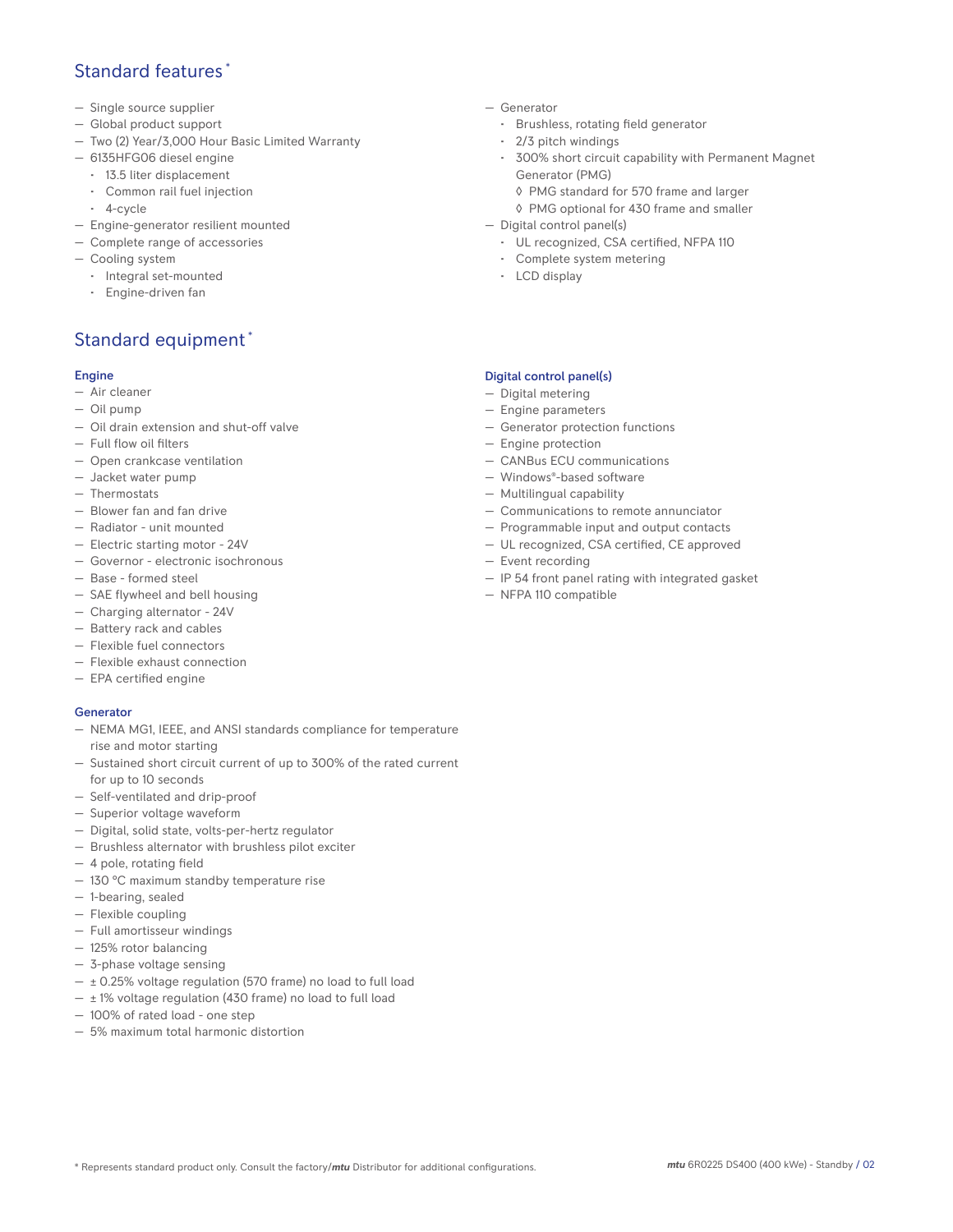## Standard features*

- Single source supplier
- Global product support
- Two (2) Year/3,000 Hour Basic Limited Warranty
- 6135HFG06 diesel engine
  - 13.5 liter displacement
  - Common rail fuel injection
  - 4-cycle
- Engine-generator resilient mounted
- Complete range of accessories
- Cooling system
  - Integral set-mounted
  - Engine-driven fan
- Generator
  - Brushless, rotating field generator
  - 2/3 pitch windings
  - 300% short circuit capability with Permanent Magnet Generator (PMG)
    - ◊ PMG standard for 570 frame and larger
    - ◊ PMG optional for 430 frame and smaller
- Digital control panel(s)
  - UL recognized, CSA certified, NFPA 110
  - Complete system metering
  - LCD display

## Standard equipment*

### Engine

- Air cleaner
- Oil pump
- Oil drain extension and shut-off valve
- Full flow oil filters
- Open crankcase ventilation
- Jacket water pump
- Thermostats
- Blower fan and fan drive
- Radiator - unit mounted
- Electric starting motor - 24V
- Governor - electronic isochronous
- Base - formed steel
- SAE flywheel and bell housing
- Charging alternator - 24V
- Battery rack and cables
- Flexible fuel connectors
- Flexible exhaust connection
- EPA certified engine

### Generator

- NEMA MG1, IEEE, and ANSI standards compliance for temperature rise and motor starting
- Sustained short circuit current of up to 300% of the rated current for up to 10 seconds
- Self-ventilated and drip-proof
- Superior voltage waveform
- Digital, solid state, volts-per-hertz regulator
- Brushless alternator with brushless pilot exciter
- 4 pole, rotating field
- 130 °C maximum standby temperature rise
- 1-bearing, sealed
- Flexible coupling
- Full amortisseur windings
- 125% rotor balancing
- 3-phase voltage sensing
- ± 0.25% voltage regulation (570 frame) no load to full load
- ± 1% voltage regulation (430 frame) no load to full load
- 100% of rated load - one step
- 5% maximum total harmonic distortion

### Digital control panel(s)

- Digital metering
- Engine parameters
- Generator protection functions
- Engine protection
- CANBus ECU communications
- Windows®-based software
- Multilingual capability
- Communications to remote annunciator
- Programmable input and output contacts
- UL recognized, CSA certified, CE approved
- Event recording
- IP 54 front panel rating with integrated gasket
- NFPA 110 compatible

* Represents standard product only. Consult the factory/*mtu* Distributor for additional configurations.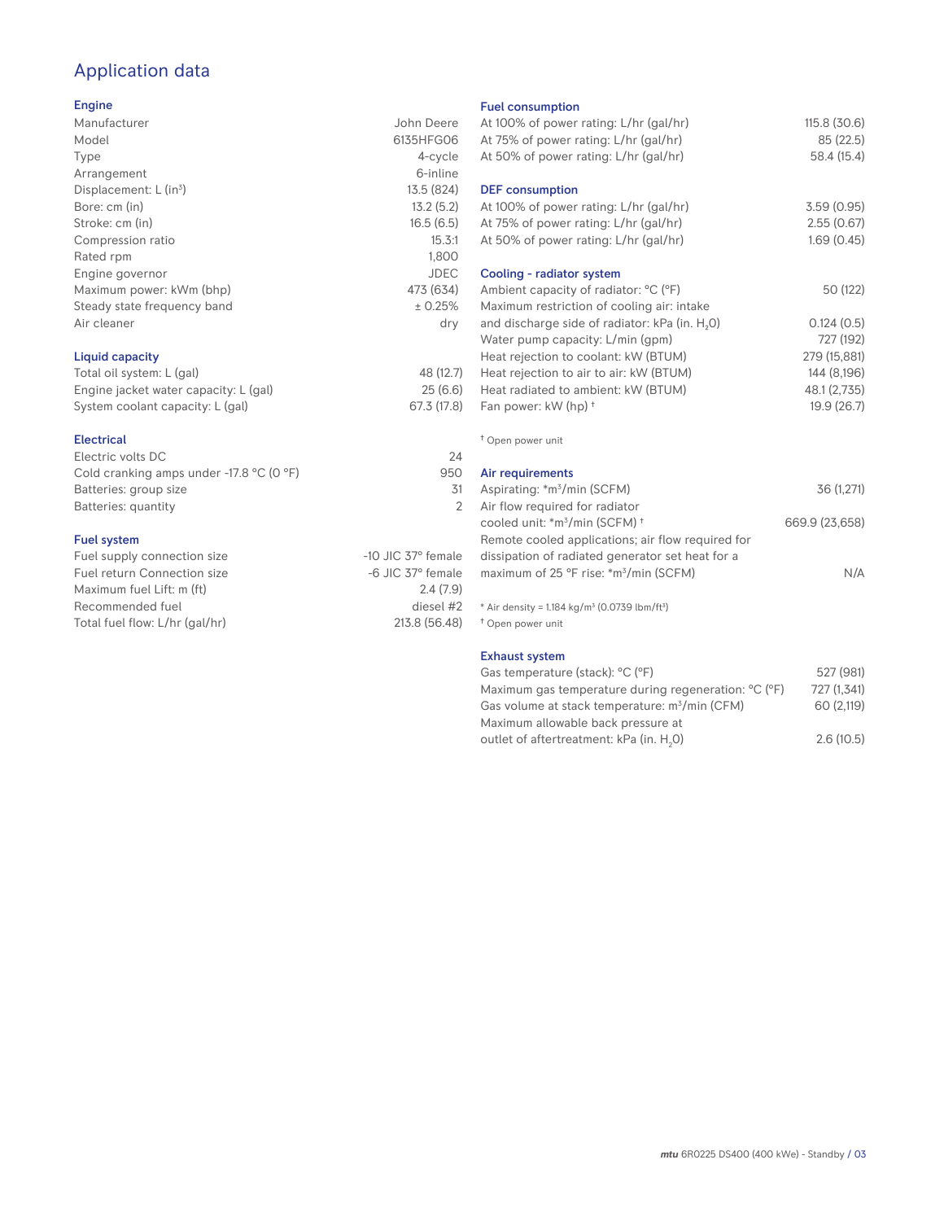# Application data

## Engine

| | |
|---|---|
| Manufacturer | John Deere |
| Model | 6135HFG06 |
| Type | 4-cycle |
| Arrangement | 6-inline |
| Displacement: L (in$^3$) | 13.5 (824) |
| Bore: cm (in) | 13.2 (5.2) |
| Stroke: cm (in) | 16.5 (6.5) |
| Compression ratio | 15.3:1 |
| Rated rpm | 1,800 |
| Engine governor | JDEC |
| Maximum power: kWm (bhp) | 473 (634) |
| Steady state frequency band | ± 0.25% |
| Air cleaner | dry |

## Liquid capacity

| | |
|---|---|
| Total oil system: L (gal) | 48 (12.7) |
| Engine jacket water capacity: L (gal) | 25 (6.6) |
| System coolant capacity: L (gal) | 67.3 (17.8) |

## Electrical

| | |
|---|---|
| Electric volts DC | 24 |
| Cold cranking amps under -17.8 °C (0 °F) | 950 |
| Batteries: group size | 31 |
| Batteries: quantity | 2 |

## Fuel system

| | |
|---|---|
| Fuel supply connection size | -10 JIC 37° female |
| Fuel return Connection size | -6 JIC 37° female |
| Maximum fuel Lift: m (ft) | 2.4 (7.9) |
| Recommended fuel | diesel #2 |
| Total fuel flow: L/hr (gal/hr) | 213.8 (56.48) |

## Fuel consumption

| | |
|---|---|
| At 100% of power rating: L/hr (gal/hr) | 115.8 (30.6) |
| At 75% of power rating: L/hr (gal/hr) | 85 (22.5) |
| At 50% of power rating: L/hr (gal/hr) | 58.4 (15.4) |

## DEF consumption

| | |
|---|---|
| At 100% of power rating: L/hr (gal/hr) | 3.59 (0.95) |
| At 75% of power rating: L/hr (gal/hr) | 2.55 (0.67) |
| At 50% of power rating: L/hr (gal/hr) | 1.69 (0.45) |

## Cooling - radiator system

| | |
|---|---|
| Ambient capacity of radiator: °C (°F) | 50 (122) |
| Maximum restriction of cooling air: intake and discharge side of radiator: kPa (in. $H_2O$) | 0.124 (0.5) |
| Water pump capacity: L/min (gpm) | 727 (192) |
| Heat rejection to coolant: kW (BTUM) | 279 (15,881) |
| Heat rejection to air to air: kW (BTUM) | 144 (8,196) |
| Heat radiated to ambient: kW (BTUM) | 48.1 (2,735) |
| Fan power: kW (hp) † | 19.9 (26.7) |

† Open power unit

## Air requirements

| | |
|---|---|
| Aspirating: *m$^3$/min (SCFM) | 36 (1,271) |
| Air flow required for radiator cooled unit: *m$^3$/min (SCFM) † | 669.9 (23,658) |
| Remote cooled applications; air flow required for dissipation of radiated generator set heat for a maximum of 25 °F rise: *m$^3$/min (SCFM) | N/A |

* Air density = 1.184 kg/m$^3$ (0.0739 lbm/ft$^3$)
† Open power unit

## Exhaust system

| | |
|---|---|
| Gas temperature (stack): °C (°F) | 527 (981) |
| Maximum gas temperature during regeneration: °C (°F) | 727 (1,341) |
| Gas volume at stack temperature: m$^3$/min (CFM) | 60 (2,119) |
| Maximum allowable back pressure at outlet of aftertreatment: kPa (in. $H_2O$) | 2.6 (10.5) |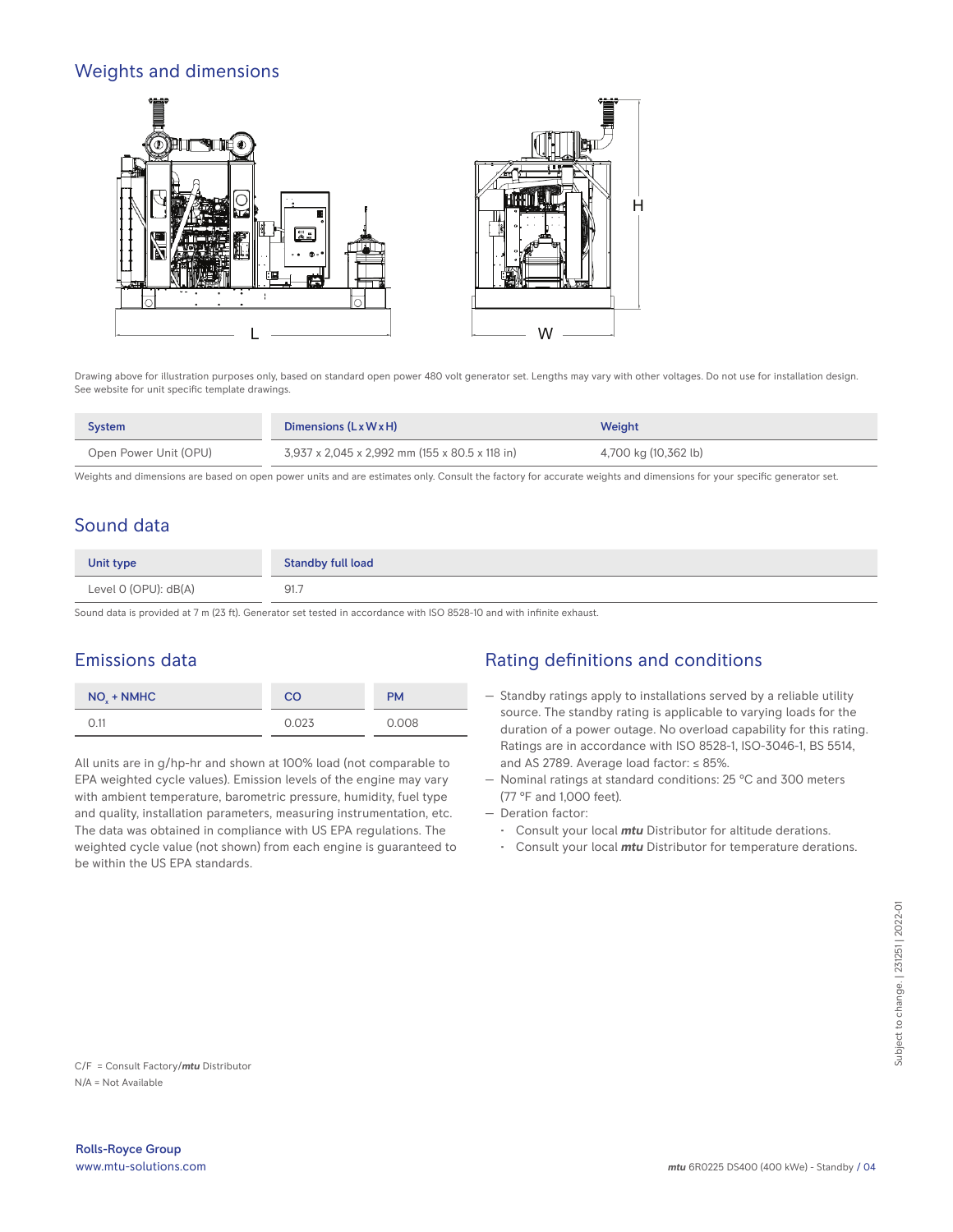## Weights and dimensions

L

W

H

Drawing above for illustration purposes only, based on standard open power 480 volt generator set. Lengths may vary with other voltages. Do not use for installation design. See website for unit specific template drawings.

| System | Dimensions (L x W x H) | Weight |
|---|---|---|
| Open Power Unit (OPU) | 3,937 x 2,045 x 2,992 mm (155 x 80.5 x 118 in) | 4,700 kg (10,362 lb) |

Weights and dimensions are based on open power units and are estimates only. Consult the factory for accurate weights and dimensions for your specific generator set.

## Sound data

| Unit type | Standby full load |
|---|---|
| Level 0 (OPU): dB(A) | 91.7 |

Sound data is provided at 7 m (23 ft). Generator set tested in accordance with ISO 8528-10 and with infinite exhaust.

## Emissions data

| $NO_x$ + NMHC | CO | PM |
|---|---|---|
| 0.11 | 0.023 | 0.008 |

All units are in g/hp-hr and shown at 100% load (not comparable to EPA weighted cycle values). Emission levels of the engine may vary with ambient temperature, barometric pressure, humidity, fuel type and quality, installation parameters, measuring instrumentation, etc. The data was obtained in compliance with US EPA regulations. The weighted cycle value (not shown) from each engine is guaranteed to be within the US EPA standards.

## Rating definitions and conditions

- Standby ratings apply to installations served by a reliable utility source. The standby rating is applicable to varying loads for the duration of a power outage. No overload capability for this rating. Ratings are in accordance with ISO 8528-1, ISO-3046-1, BS 5514, and AS 2789. Average load factor: ≤ 85%.
- Nominal ratings at standard conditions: 25 °C and 300 meters (77 °F and 1,000 feet).
- Deration factor:
  - Consult your local ***mtu*** Distributor for altitude derations.
  - Consult your local ***mtu*** Distributor for temperature derations.

C/F = Consult Factory/***mtu*** Distributor
N/A = Not Available

Subject to change. | 231251 | 2022-01

**Rolls-Royce Group**
www.mtu-solutions.com